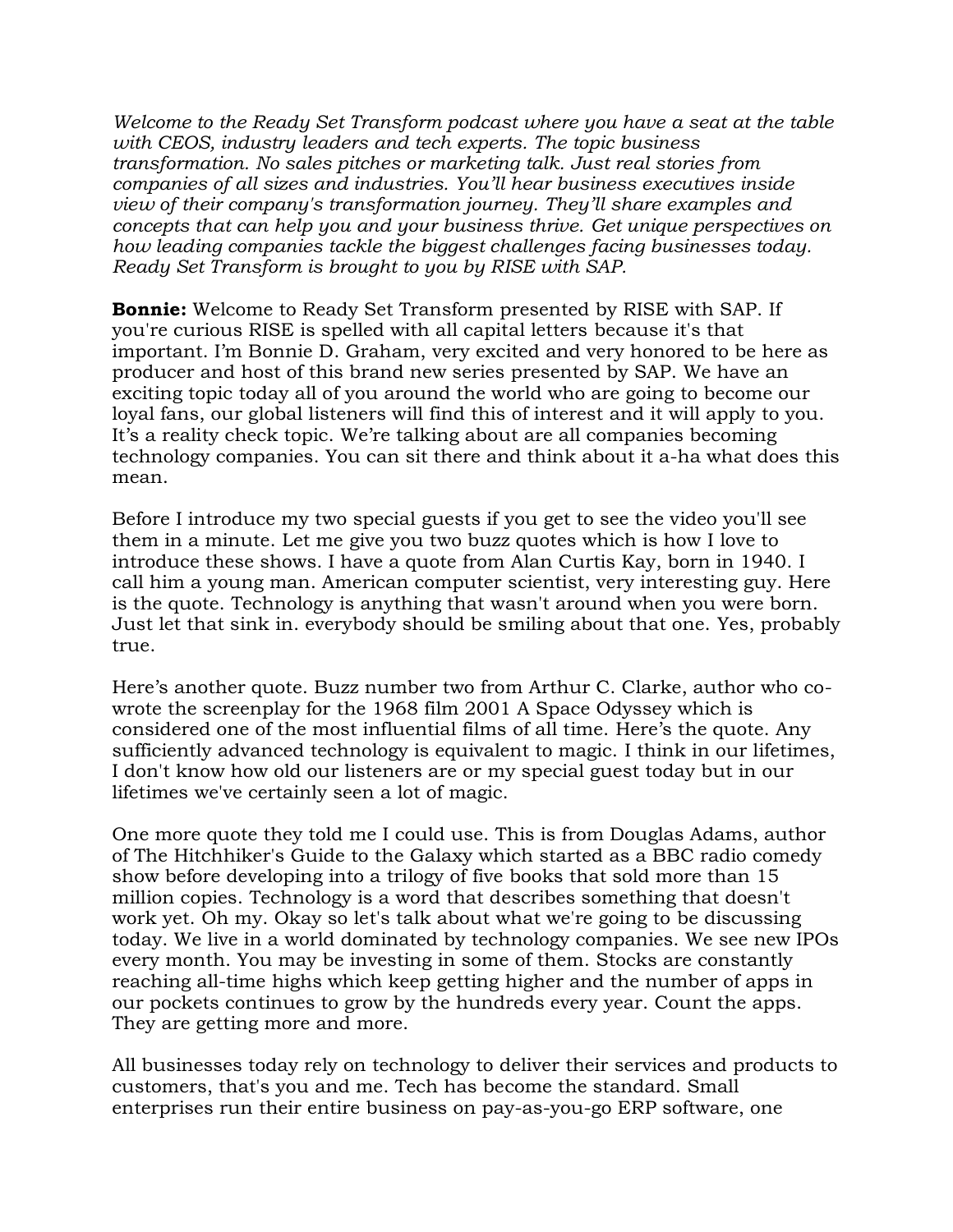*Welcome to the Ready Set Transform podcast where you have a seat at the table with CEOS, industry leaders and tech experts. The topic business transformation. No sales pitches or marketing talk. Just real stories from companies of all sizes and industries. You'll hear business executives inside view of their company's transformation journey. They'll share examples and concepts that can help you and your business thrive. Get unique perspectives on how leading companies tackle the biggest challenges facing businesses today. Ready Set Transform is brought to you by RISE with SAP.*

**Bonnie:** Welcome to Ready Set Transform presented by RISE with SAP. If you're curious RISE is spelled with all capital letters because it's that important. I'm Bonnie D. Graham, very excited and very honored to be here as producer and host of this brand new series presented by SAP. We have an exciting topic today all of you around the world who are going to become our loyal fans, our global listeners will find this of interest and it will apply to you. It's a reality check topic. We're talking about are all companies becoming technology companies. You can sit there and think about it a-ha what does this mean.

Before I introduce my two special guests if you get to see the video you'll see them in a minute. Let me give you two buzz quotes which is how I love to introduce these shows. I have a quote from Alan Curtis Kay, born in 1940. I call him a young man. American computer scientist, very interesting guy. Here is the quote. Technology is anything that wasn't around when you were born. Just let that sink in. everybody should be smiling about that one. Yes, probably true.

Here's another quote. Buzz number two from Arthur C. Clarke, author who co-wrote the screenplay for the 1968 film 2001 A Space Odyssey which is considered one of the most influential films of all time. Here's the quote. Any sufficiently advanced technology is equivalent to magic. I think in our lifetimes, I don't know how old our listeners are or my special guest today but in our lifetimes we've certainly seen a lot of magic.

One more quote they told me I could use. This is from Douglas Adams, author of The Hitchhiker's Guide to the Galaxy which started as a BBC radio comedy show before developing into a trilogy of five books that sold more than 15 million copies. Technology is a word that describes something that doesn't work yet. Oh my. Okay so let's talk about what we're going to be discussing today. We live in a world dominated by technology companies. We see new IPOs every month. You may be investing in some of them. Stocks are constantly reaching all-time highs which keep getting higher and the number of apps in our pockets continues to grow by the hundreds every year. Count the apps. They are getting more and more.

All businesses today rely on technology to deliver their services and products to customers, that's you and me. Tech has become the standard. Small enterprises run their entire business on pay-as-you-go ERP software, one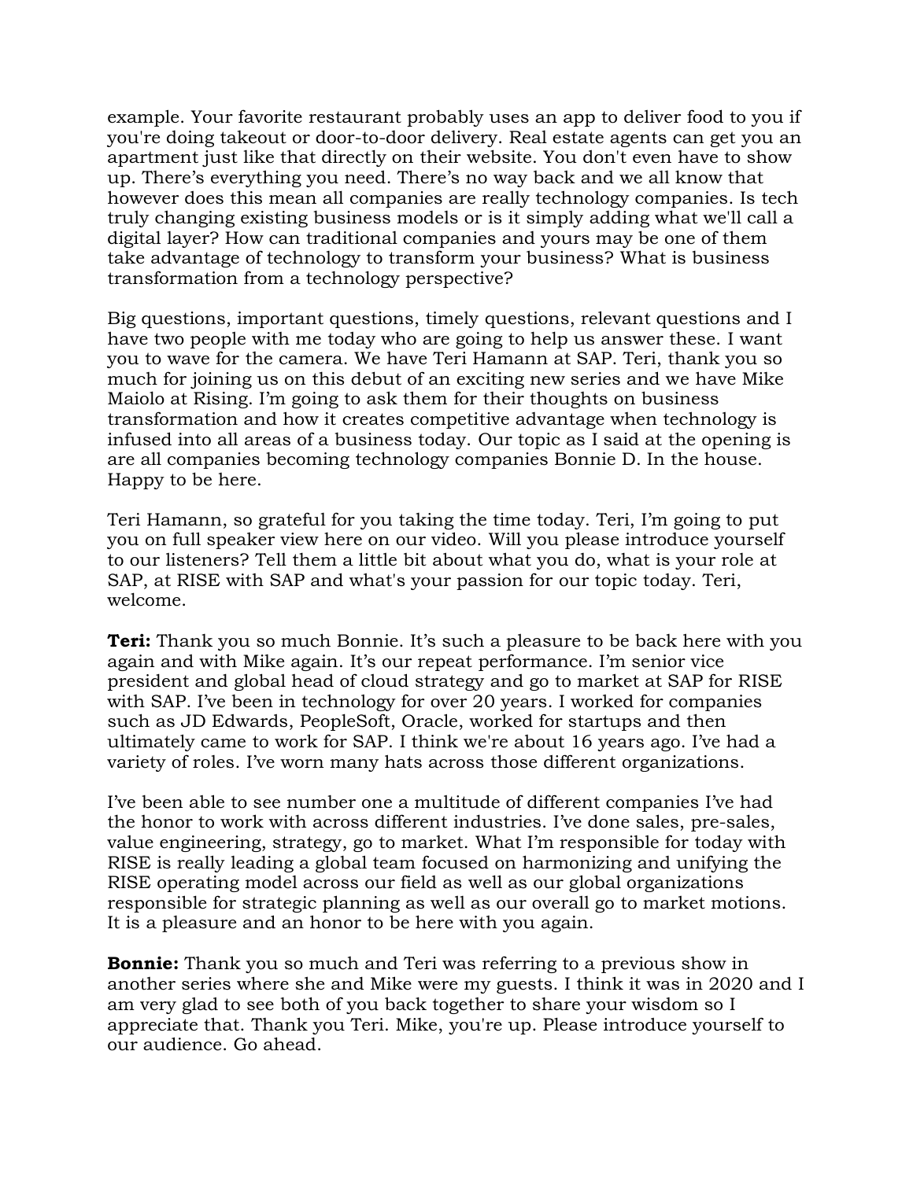example. Your favorite restaurant probably uses an app to deliver food to you if you're doing takeout or door-to-door delivery. Real estate agents can get you an apartment just like that directly on their website. You don't even have to show up. There's everything you need. There's no way back and we all know that however does this mean all companies are really technology companies. Is tech truly changing existing business models or is it simply adding what we'll call a digital layer? How can traditional companies and yours may be one of them take advantage of technology to transform your business? What is business transformation from a technology perspective?

Big questions, important questions, timely questions, relevant questions and I have two people with me today who are going to help us answer these. I want you to wave for the camera. We have Teri Hamann at SAP. Teri, thank you so much for joining us on this debut of an exciting new series and we have Mike Maiolo at Rising. I'm going to ask them for their thoughts on business transformation and how it creates competitive advantage when technology is infused into all areas of a business today. Our topic as I said at the opening is are all companies becoming technology companies Bonnie D. In the house. Happy to be here.

Teri Hamann, so grateful for you taking the time today. Teri, I'm going to put you on full speaker view here on our video. Will you please introduce yourself to our listeners? Tell them a little bit about what you do, what is your role at SAP, at RISE with SAP and what's your passion for our topic today. Teri, welcome.

**Teri:** Thank you so much Bonnie. It's such a pleasure to be back here with you again and with Mike again. It's our repeat performance. I'm senior vice president and global head of cloud strategy and go to market at SAP for RISE with SAP. I've been in technology for over 20 years. I worked for companies such as JD Edwards, PeopleSoft, Oracle, worked for startups and then ultimately came to work for SAP. I think we're about 16 years ago. I've had a variety of roles. I've worn many hats across those different organizations.

I've been able to see number one a multitude of different companies I've had the honor to work with across different industries. I've done sales, pre-sales, value engineering, strategy, go to market. What I'm responsible for today with RISE is really leading a global team focused on harmonizing and unifying the RISE operating model across our field as well as our global organizations responsible for strategic planning as well as our overall go to market motions. It is a pleasure and an honor to be here with you again.

**Bonnie:** Thank you so much and Teri was referring to a previous show in another series where she and Mike were my guests. I think it was in 2020 and I am very glad to see both of you back together to share your wisdom so I appreciate that. Thank you Teri. Mike, you're up. Please introduce yourself to our audience. Go ahead.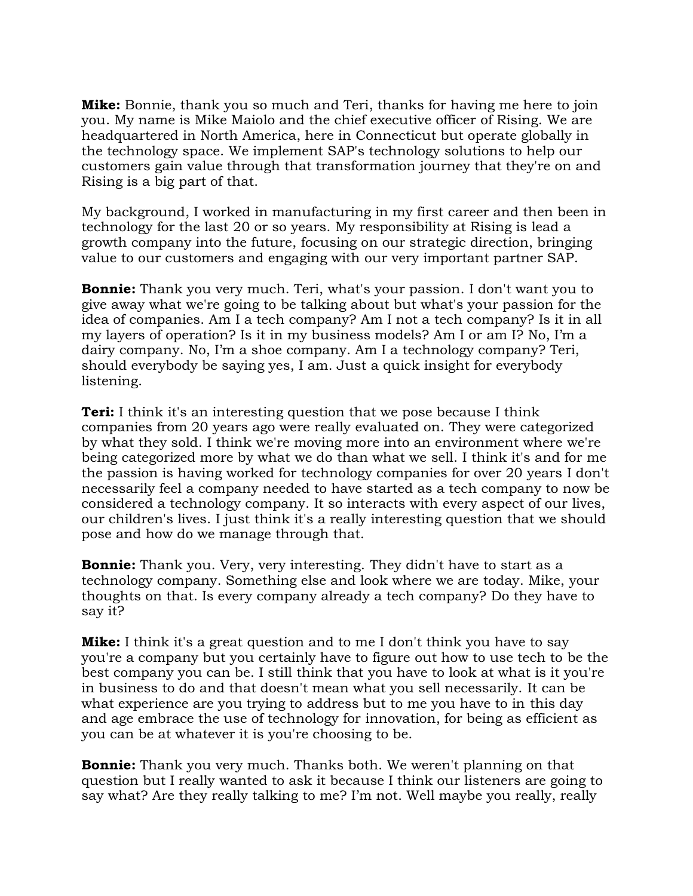**Mike:** Bonnie, thank you so much and Teri, thanks for having me here to join you. My name is Mike Maiolo and the chief executive officer of Rising. We are headquartered in North America, here in Connecticut but operate globally in the technology space. We implement SAP's technology solutions to help our customers gain value through that transformation journey that they're on and Rising is a big part of that.

My background, I worked in manufacturing in my first career and then been in technology for the last 20 or so years. My responsibility at Rising is lead a growth company into the future, focusing on our strategic direction, bringing value to our customers and engaging with our very important partner SAP.

**Bonnie:** Thank you very much. Teri, what's your passion. I don't want you to give away what we're going to be talking about but what's your passion for the idea of companies. Am I a tech company? Am I not a tech company? Is it in all my layers of operation? Is it in my business models? Am I or am I? No, I'm a dairy company. No, I'm a shoe company. Am I a technology company? Teri, should everybody be saying yes, I am. Just a quick insight for everybody listening.

**Teri:** I think it's an interesting question that we pose because I think companies from 20 years ago were really evaluated on. They were categorized by what they sold. I think we're moving more into an environment where we're being categorized more by what we do than what we sell. I think it's and for me the passion is having worked for technology companies for over 20 years I don't necessarily feel a company needed to have started as a tech company to now be considered a technology company. It so interacts with every aspect of our lives, our children's lives. I just think it's a really interesting question that we should pose and how do we manage through that.

**Bonnie:** Thank you. Very, very interesting. They didn't have to start as a technology company. Something else and look where we are today. Mike, your thoughts on that. Is every company already a tech company? Do they have to say it?

**Mike:** I think it's a great question and to me I don't think you have to say you're a company but you certainly have to figure out how to use tech to be the best company you can be. I still think that you have to look at what is it you're in business to do and that doesn't mean what you sell necessarily. It can be what experience are you trying to address but to me you have to in this day and age embrace the use of technology for innovation, for being as efficient as you can be at whatever it is you're choosing to be.

**Bonnie:** Thank you very much. Thanks both. We weren't planning on that question but I really wanted to ask it because I think our listeners are going to say what? Are they really talking to me? I'm not. Well maybe you really, really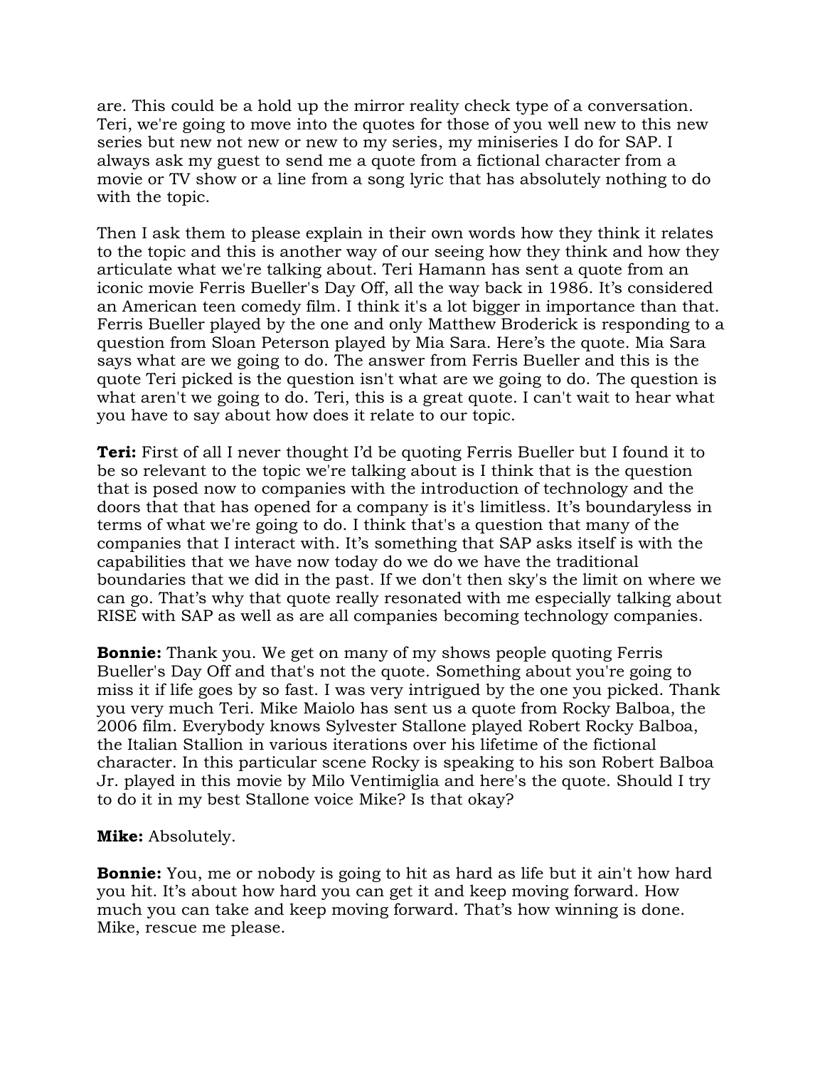are. This could be a hold up the mirror reality check type of a conversation. Teri, we're going to move into the quotes for those of you well new to this new series but new not new or new to my series, my miniseries I do for SAP. I always ask my guest to send me a quote from a fictional character from a movie or TV show or a line from a song lyric that has absolutely nothing to do with the topic.

Then I ask them to please explain in their own words how they think it relates to the topic and this is another way of our seeing how they think and how they articulate what we're talking about. Teri Hamann has sent a quote from an iconic movie Ferris Bueller's Day Off, all the way back in 1986. It's considered an American teen comedy film. I think it's a lot bigger in importance than that. Ferris Bueller played by the one and only Matthew Broderick is responding to a question from Sloan Peterson played by Mia Sara. Here's the quote. Mia Sara says what are we going to do. The answer from Ferris Bueller and this is the quote Teri picked is the question isn't what are we going to do. The question is what aren't we going to do. Teri, this is a great quote. I can't wait to hear what you have to say about how does it relate to our topic.

**Teri:** First of all I never thought I'd be quoting Ferris Bueller but I found it to be so relevant to the topic we're talking about is I think that is the question that is posed now to companies with the introduction of technology and the doors that that has opened for a company is it's limitless. It's boundaryless in terms of what we're going to do. I think that's a question that many of the companies that I interact with. It's something that SAP asks itself is with the capabilities that we have now today do we do we have the traditional boundaries that we did in the past. If we don't then sky's the limit on where we can go. That's why that quote really resonated with me especially talking about RISE with SAP as well as are all companies becoming technology companies.

**Bonnie:** Thank you. We get on many of my shows people quoting Ferris Bueller's Day Off and that's not the quote. Something about you're going to miss it if life goes by so fast. I was very intrigued by the one you picked. Thank you very much Teri. Mike Maiolo has sent us a quote from Rocky Balboa, the 2006 film. Everybody knows Sylvester Stallone played Robert Rocky Balboa, the Italian Stallion in various iterations over his lifetime of the fictional character. In this particular scene Rocky is speaking to his son Robert Balboa Jr. played in this movie by Milo Ventimiglia and here's the quote. Should I try to do it in my best Stallone voice Mike? Is that okay?

**Mike:** Absolutely.

**Bonnie:** You, me or nobody is going to hit as hard as life but it ain't how hard you hit. It's about how hard you can get it and keep moving forward. How much you can take and keep moving forward. That's how winning is done. Mike, rescue me please.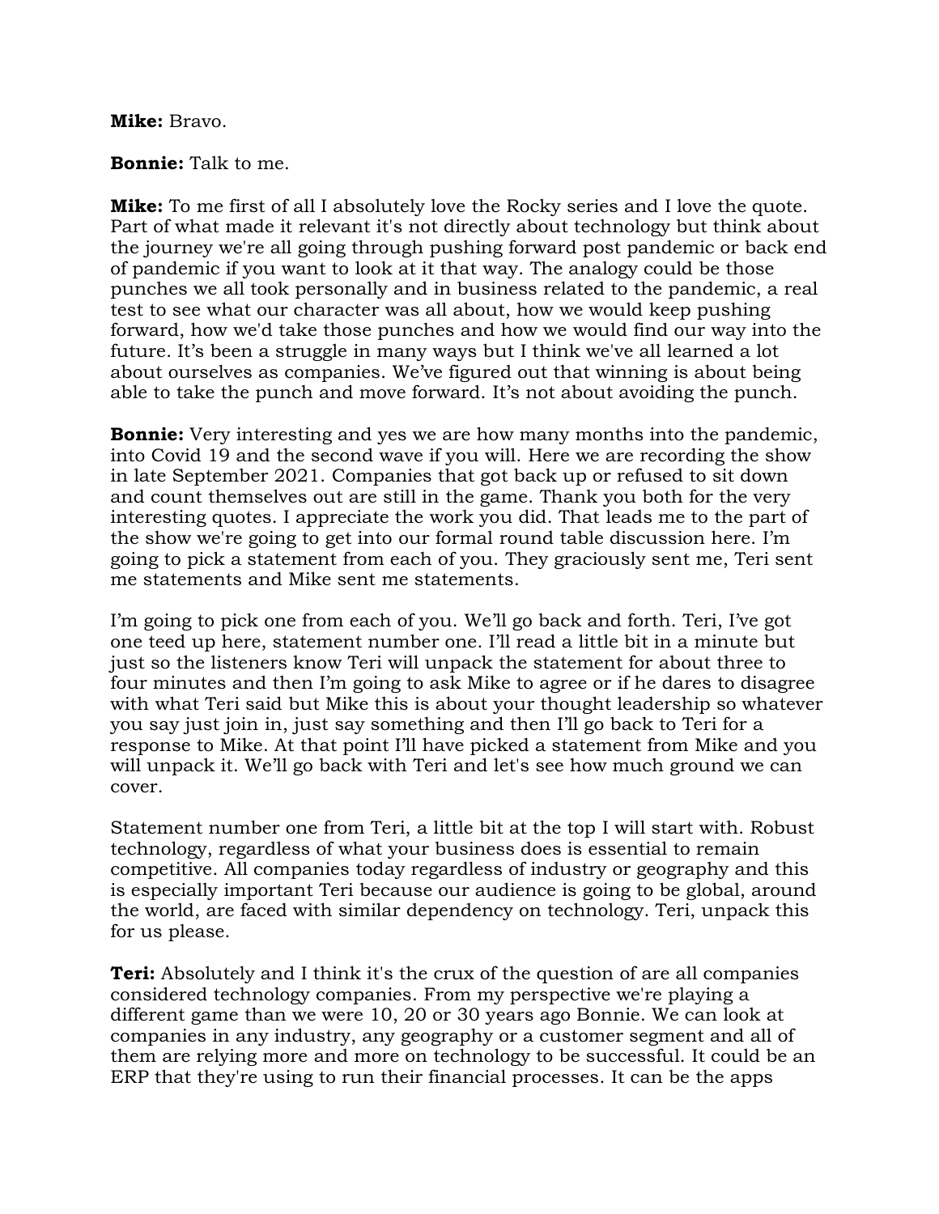**Mike:** Bravo.

**Bonnie:** Talk to me.

**Mike:** To me first of all I absolutely love the Rocky series and I love the quote. Part of what made it relevant it's not directly about technology but think about the journey we're all going through pushing forward post pandemic or back end of pandemic if you want to look at it that way. The analogy could be those punches we all took personally and in business related to the pandemic, a real test to see what our character was all about, how we would keep pushing forward, how we'd take those punches and how we would find our way into the future. It's been a struggle in many ways but I think we've all learned a lot about ourselves as companies. We've figured out that winning is about being able to take the punch and move forward. It's not about avoiding the punch.

**Bonnie:** Very interesting and yes we are how many months into the pandemic, into Covid 19 and the second wave if you will. Here we are recording the show in late September 2021. Companies that got back up or refused to sit down and count themselves out are still in the game. Thank you both for the very interesting quotes. I appreciate the work you did. That leads me to the part of the show we're going to get into our formal round table discussion here. I'm going to pick a statement from each of you. They graciously sent me, Teri sent me statements and Mike sent me statements.

I'm going to pick one from each of you. We'll go back and forth. Teri, I've got one teed up here, statement number one. I'll read a little bit in a minute but just so the listeners know Teri will unpack the statement for about three to four minutes and then I'm going to ask Mike to agree or if he dares to disagree with what Teri said but Mike this is about your thought leadership so whatever you say just join in, just say something and then I'll go back to Teri for a response to Mike. At that point I'll have picked a statement from Mike and you will unpack it. We'll go back with Teri and let's see how much ground we can cover.

Statement number one from Teri, a little bit at the top I will start with. Robust technology, regardless of what your business does is essential to remain competitive. All companies today regardless of industry or geography and this is especially important Teri because our audience is going to be global, around the world, are faced with similar dependency on technology. Teri, unpack this for us please.

**Teri:** Absolutely and I think it's the crux of the question of are all companies considered technology companies. From my perspective we're playing a different game than we were 10, 20 or 30 years ago Bonnie. We can look at companies in any industry, any geography or a customer segment and all of them are relying more and more on technology to be successful. It could be an ERP that they're using to run their financial processes. It can be the apps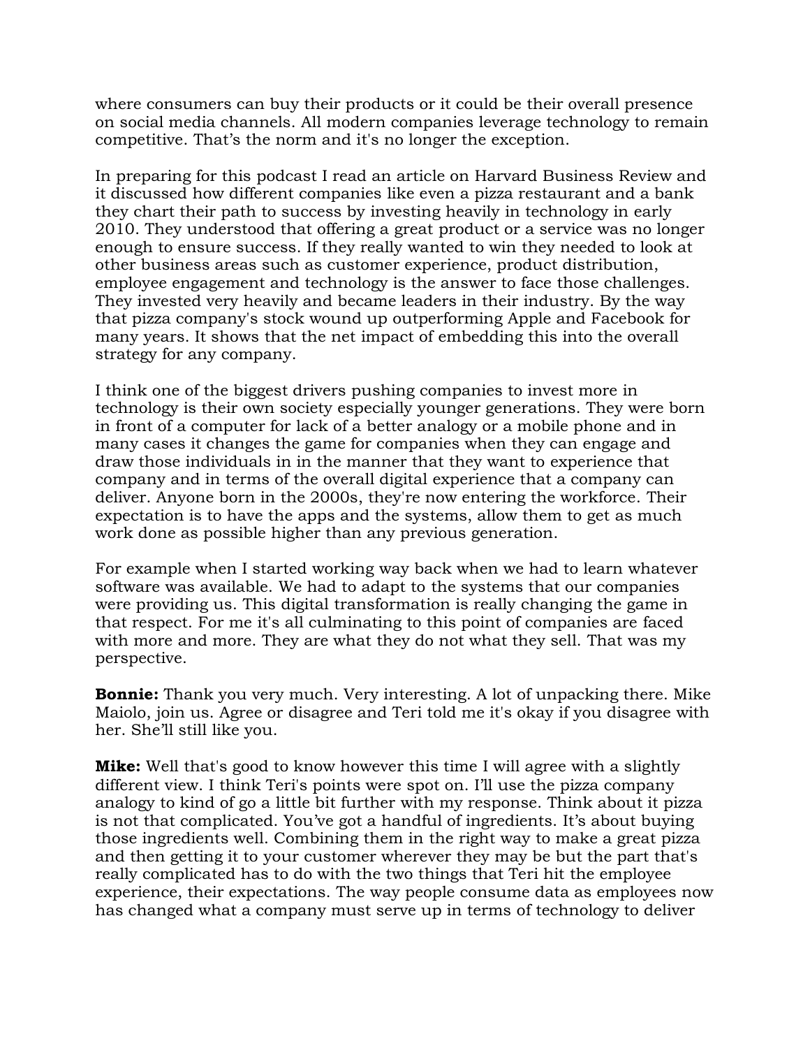where consumers can buy their products or it could be their overall presence on social media channels. All modern companies leverage technology to remain competitive. That's the norm and it's no longer the exception.

In preparing for this podcast I read an article on Harvard Business Review and it discussed how different companies like even a pizza restaurant and a bank they chart their path to success by investing heavily in technology in early 2010. They understood that offering a great product or a service was no longer enough to ensure success. If they really wanted to win they needed to look at other business areas such as customer experience, product distribution, employee engagement and technology is the answer to face those challenges. They invested very heavily and became leaders in their industry. By the way that pizza company's stock wound up outperforming Apple and Facebook for many years. It shows that the net impact of embedding this into the overall strategy for any company.

I think one of the biggest drivers pushing companies to invest more in technology is their own society especially younger generations. They were born in front of a computer for lack of a better analogy or a mobile phone and in many cases it changes the game for companies when they can engage and draw those individuals in in the manner that they want to experience that company and in terms of the overall digital experience that a company can deliver. Anyone born in the 2000s, they're now entering the workforce. Their expectation is to have the apps and the systems, allow them to get as much work done as possible higher than any previous generation.

For example when I started working way back when we had to learn whatever software was available. We had to adapt to the systems that our companies were providing us. This digital transformation is really changing the game in that respect. For me it's all culminating to this point of companies are faced with more and more. They are what they do not what they sell. That was my perspective.

**Bonnie:** Thank you very much. Very interesting. A lot of unpacking there. Mike Maiolo, join us. Agree or disagree and Teri told me it's okay if you disagree with her. She'll still like you.

**Mike:** Well that's good to know however this time I will agree with a slightly different view. I think Teri's points were spot on. I'll use the pizza company analogy to kind of go a little bit further with my response. Think about it pizza is not that complicated. You've got a handful of ingredients. It's about buying those ingredients well. Combining them in the right way to make a great pizza and then getting it to your customer wherever they may be but the part that's really complicated has to do with the two things that Teri hit the employee experience, their expectations. The way people consume data as employees now has changed what a company must serve up in terms of technology to deliver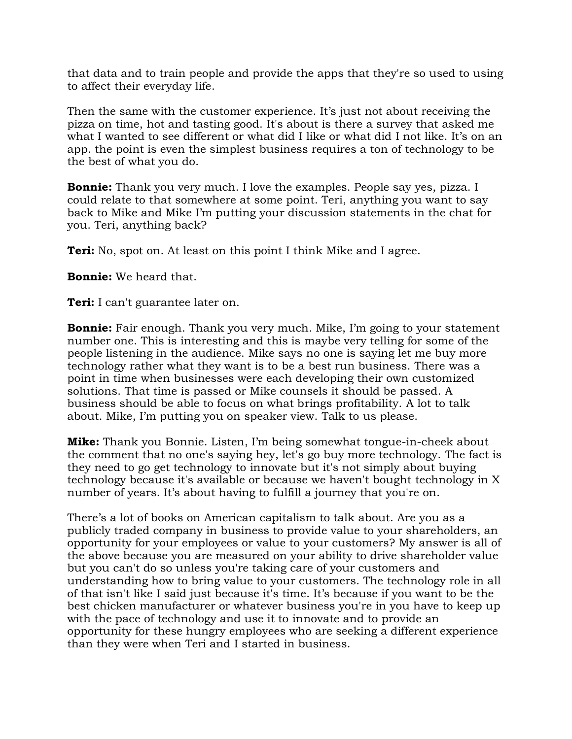that data and to train people and provide the apps that they're so used to using to affect their everyday life.

Then the same with the customer experience. It’s just not about receiving the pizza on time, hot and tasting good. It's about is there a survey that asked me what I wanted to see different or what did I like or what did I not like. It’s on an app. the point is even the simplest business requires a ton of technology to be the best of what you do.

**Bonnie:** Thank you very much. I love the examples. People say yes, pizza. I could relate to that somewhere at some point. Teri, anything you want to say back to Mike and Mike I’m putting your discussion statements in the chat for you. Teri, anything back?

**Teri:** No, spot on. At least on this point I think Mike and I agree.

**Bonnie:** We heard that.

**Teri:** I can't guarantee later on.

**Bonnie:** Fair enough. Thank you very much. Mike, I’m going to your statement number one. This is interesting and this is maybe very telling for some of the people listening in the audience. Mike says no one is saying let me buy more technology rather what they want is to be a best run business. There was a point in time when businesses were each developing their own customized solutions. That time is passed or Mike counsels it should be passed. A business should be able to focus on what brings profitability. A lot to talk about. Mike, I’m putting you on speaker view. Talk to us please.

**Mike:** Thank you Bonnie. Listen, I’m being somewhat tongue-in-cheek about the comment that no one's saying hey, let's go buy more technology. The fact is they need to go get technology to innovate but it's not simply about buying technology because it's available or because we haven't bought technology in X number of years. It’s about having to fulfill a journey that you're on.

There’s a lot of books on American capitalism to talk about. Are you as a publicly traded company in business to provide value to your shareholders, an opportunity for your employees or value to your customers? My answer is all of the above because you are measured on your ability to drive shareholder value but you can't do so unless you're taking care of your customers and understanding how to bring value to your customers. The technology role in all of that isn't like I said just because it's time. It’s because if you want to be the best chicken manufacturer or whatever business you're in you have to keep up with the pace of technology and use it to innovate and to provide an opportunity for these hungry employees who are seeking a different experience than they were when Teri and I started in business.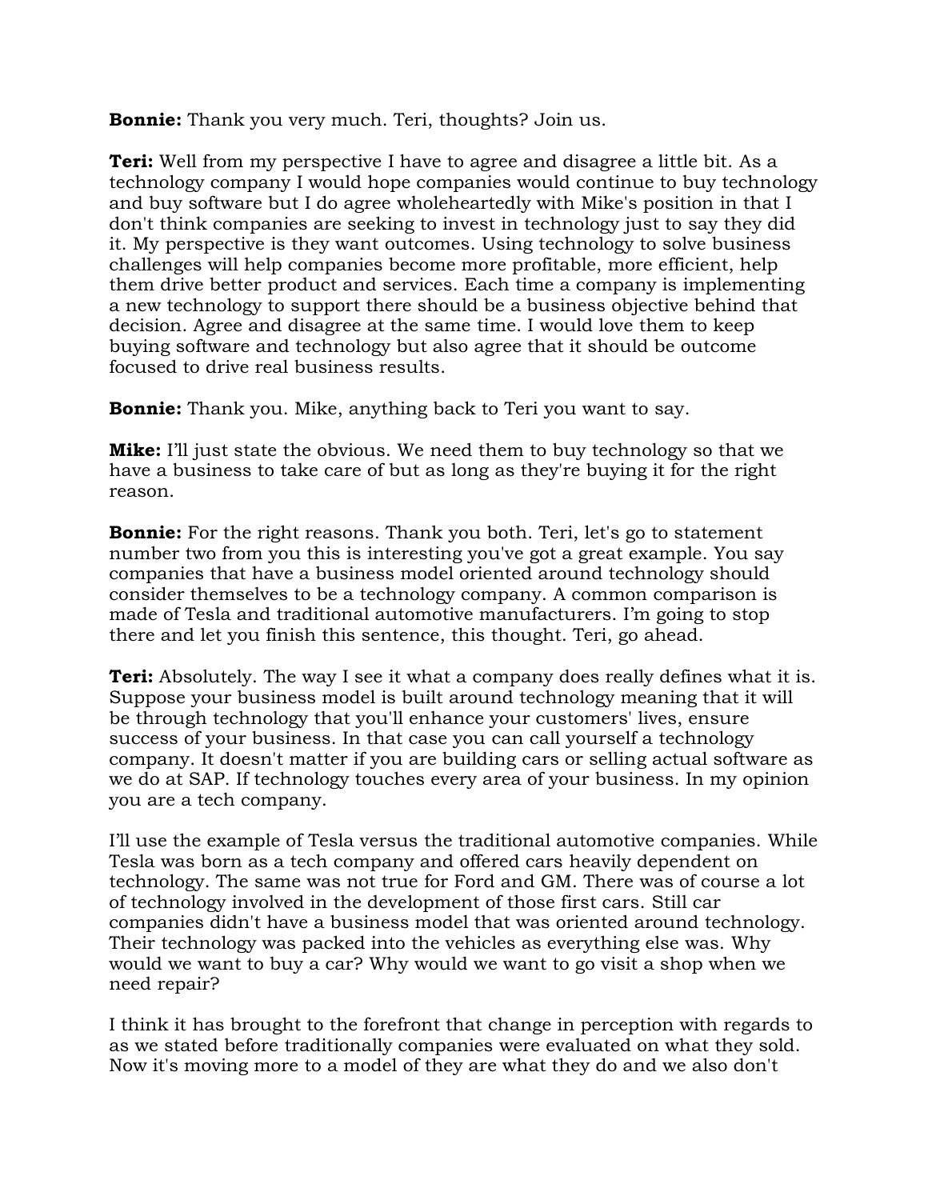**Bonnie:** Thank you very much. Teri, thoughts? Join us.

**Teri:** Well from my perspective I have to agree and disagree a little bit. As a technology company I would hope companies would continue to buy technology and buy software but I do agree wholeheartedly with Mike's position in that I don't think companies are seeking to invest in technology just to say they did it. My perspective is they want outcomes. Using technology to solve business challenges will help companies become more profitable, more efficient, help them drive better product and services. Each time a company is implementing a new technology to support there should be a business objective behind that decision. Agree and disagree at the same time. I would love them to keep buying software and technology but also agree that it should be outcome focused to drive real business results.

**Bonnie:** Thank you. Mike, anything back to Teri you want to say.

**Mike:** I'll just state the obvious. We need them to buy technology so that we have a business to take care of but as long as they're buying it for the right reason.

**Bonnie:** For the right reasons. Thank you both. Teri, let's go to statement number two from you this is interesting you've got a great example. You say companies that have a business model oriented around technology should consider themselves to be a technology company. A common comparison is made of Tesla and traditional automotive manufacturers. I'm going to stop there and let you finish this sentence, this thought. Teri, go ahead.

**Teri:** Absolutely. The way I see it what a company does really defines what it is. Suppose your business model is built around technology meaning that it will be through technology that you'll enhance your customers' lives, ensure success of your business. In that case you can call yourself a technology company. It doesn't matter if you are building cars or selling actual software as we do at SAP. If technology touches every area of your business. In my opinion you are a tech company.

I'll use the example of Tesla versus the traditional automotive companies. While Tesla was born as a tech company and offered cars heavily dependent on technology. The same was not true for Ford and GM. There was of course a lot of technology involved in the development of those first cars. Still car companies didn't have a business model that was oriented around technology. Their technology was packed into the vehicles as everything else was. Why would we want to buy a car? Why would we want to go visit a shop when we need repair?

I think it has brought to the forefront that change in perception with regards to as we stated before traditionally companies were evaluated on what they sold. Now it's moving more to a model of they are what they do and we also don't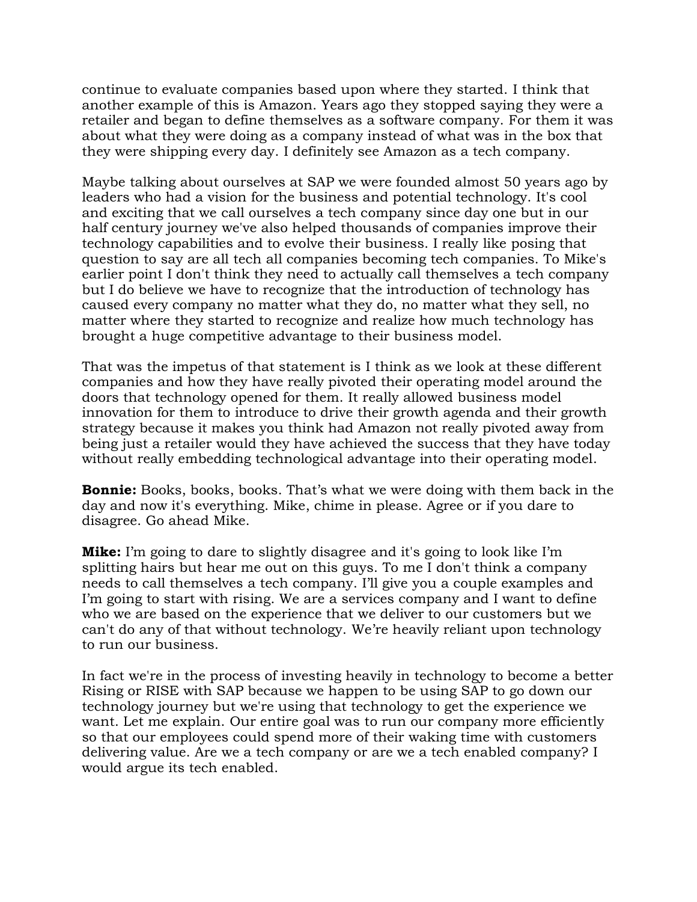continue to evaluate companies based upon where they started. I think that another example of this is Amazon. Years ago they stopped saying they were a retailer and began to define themselves as a software company. For them it was about what they were doing as a company instead of what was in the box that they were shipping every day. I definitely see Amazon as a tech company.

Maybe talking about ourselves at SAP we were founded almost 50 years ago by leaders who had a vision for the business and potential technology. It's cool and exciting that we call ourselves a tech company since day one but in our half century journey we've also helped thousands of companies improve their technology capabilities and to evolve their business. I really like posing that question to say are all tech all companies becoming tech companies. To Mike's earlier point I don't think they need to actually call themselves a tech company but I do believe we have to recognize that the introduction of technology has caused every company no matter what they do, no matter what they sell, no matter where they started to recognize and realize how much technology has brought a huge competitive advantage to their business model.

That was the impetus of that statement is I think as we look at these different companies and how they have really pivoted their operating model around the doors that technology opened for them. It really allowed business model innovation for them to introduce to drive their growth agenda and their growth strategy because it makes you think had Amazon not really pivoted away from being just a retailer would they have achieved the success that they have today without really embedding technological advantage into their operating model.

**Bonnie:** Books, books, books. That's what we were doing with them back in the day and now it's everything. Mike, chime in please. Agree or if you dare to disagree. Go ahead Mike.

**Mike:** I'm going to dare to slightly disagree and it's going to look like I'm splitting hairs but hear me out on this guys. To me I don't think a company needs to call themselves a tech company. I'll give you a couple examples and I'm going to start with rising. We are a services company and I want to define who we are based on the experience that we deliver to our customers but we can't do any of that without technology. We're heavily reliant upon technology to run our business.

In fact we're in the process of investing heavily in technology to become a better Rising or RISE with SAP because we happen to be using SAP to go down our technology journey but we're using that technology to get the experience we want. Let me explain. Our entire goal was to run our company more efficiently so that our employees could spend more of their waking time with customers delivering value. Are we a tech company or are we a tech enabled company? I would argue its tech enabled.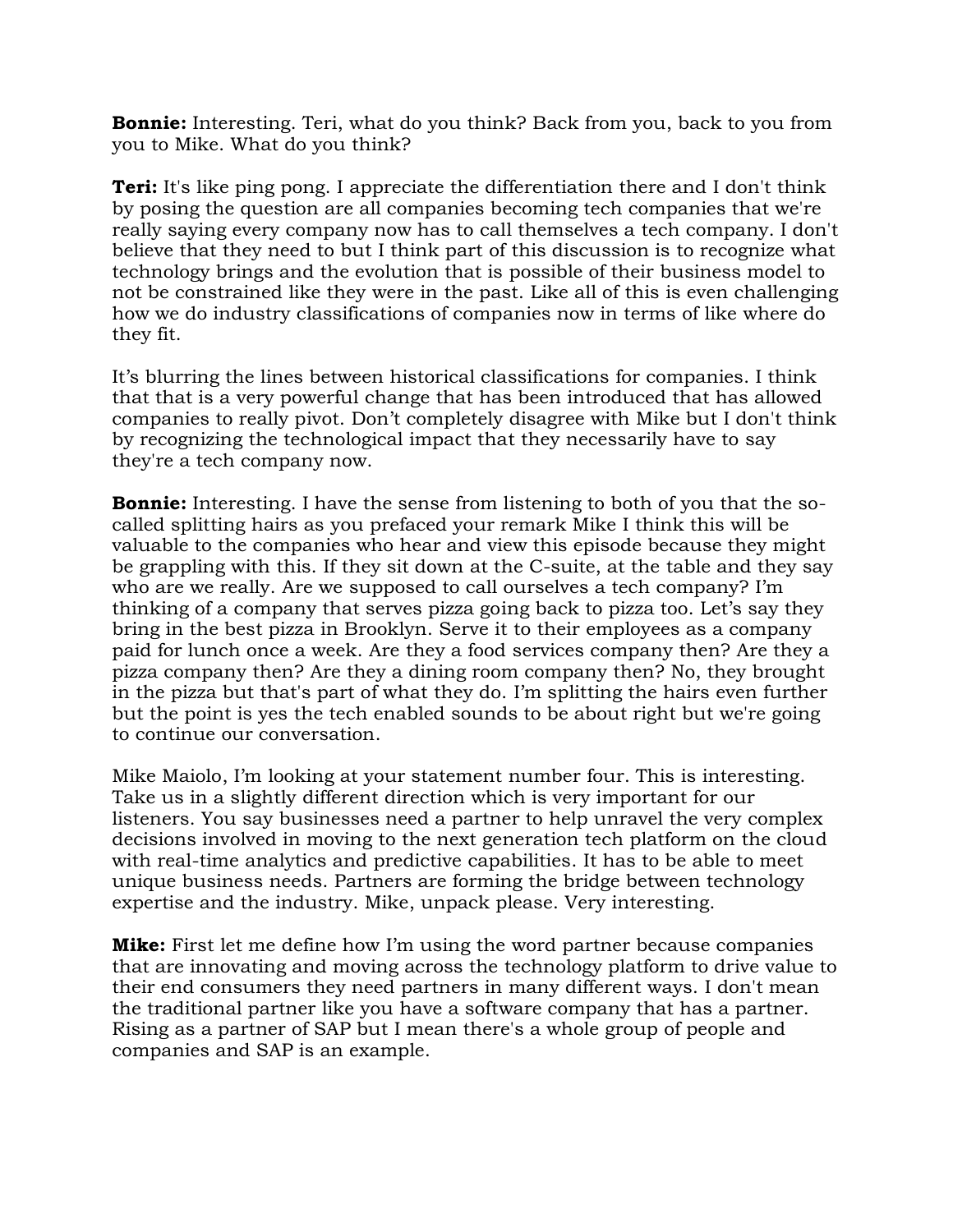**Bonnie:** Interesting. Teri, what do you think? Back from you, back to you from you to Mike. What do you think?

**Teri:** It's like ping pong. I appreciate the differentiation there and I don't think by posing the question are all companies becoming tech companies that we're really saying every company now has to call themselves a tech company. I don't believe that they need to but I think part of this discussion is to recognize what technology brings and the evolution that is possible of their business model to not be constrained like they were in the past. Like all of this is even challenging how we do industry classifications of companies now in terms of like where do they fit.

It's blurring the lines between historical classifications for companies. I think that that is a very powerful change that has been introduced that has allowed companies to really pivot. Don't completely disagree with Mike but I don't think by recognizing the technological impact that they necessarily have to say they're a tech company now.

**Bonnie:** Interesting. I have the sense from listening to both of you that the so-called splitting hairs as you prefaced your remark Mike I think this will be valuable to the companies who hear and view this episode because they might be grappling with this. If they sit down at the C-suite, at the table and they say who are we really. Are we supposed to call ourselves a tech company? I'm thinking of a company that serves pizza going back to pizza too. Let's say they bring in the best pizza in Brooklyn. Serve it to their employees as a company paid for lunch once a week. Are they a food services company then? Are they a pizza company then? Are they a dining room company then? No, they brought in the pizza but that's part of what they do. I'm splitting the hairs even further but the point is yes the tech enabled sounds to be about right but we're going to continue our conversation.

Mike Maiolo, I'm looking at your statement number four. This is interesting. Take us in a slightly different direction which is very important for our listeners. You say businesses need a partner to help unravel the very complex decisions involved in moving to the next generation tech platform on the cloud with real-time analytics and predictive capabilities. It has to be able to meet unique business needs. Partners are forming the bridge between technology expertise and the industry. Mike, unpack please. Very interesting.

**Mike:** First let me define how I'm using the word partner because companies that are innovating and moving across the technology platform to drive value to their end consumers they need partners in many different ways. I don't mean the traditional partner like you have a software company that has a partner. Rising as a partner of SAP but I mean there's a whole group of people and companies and SAP is an example.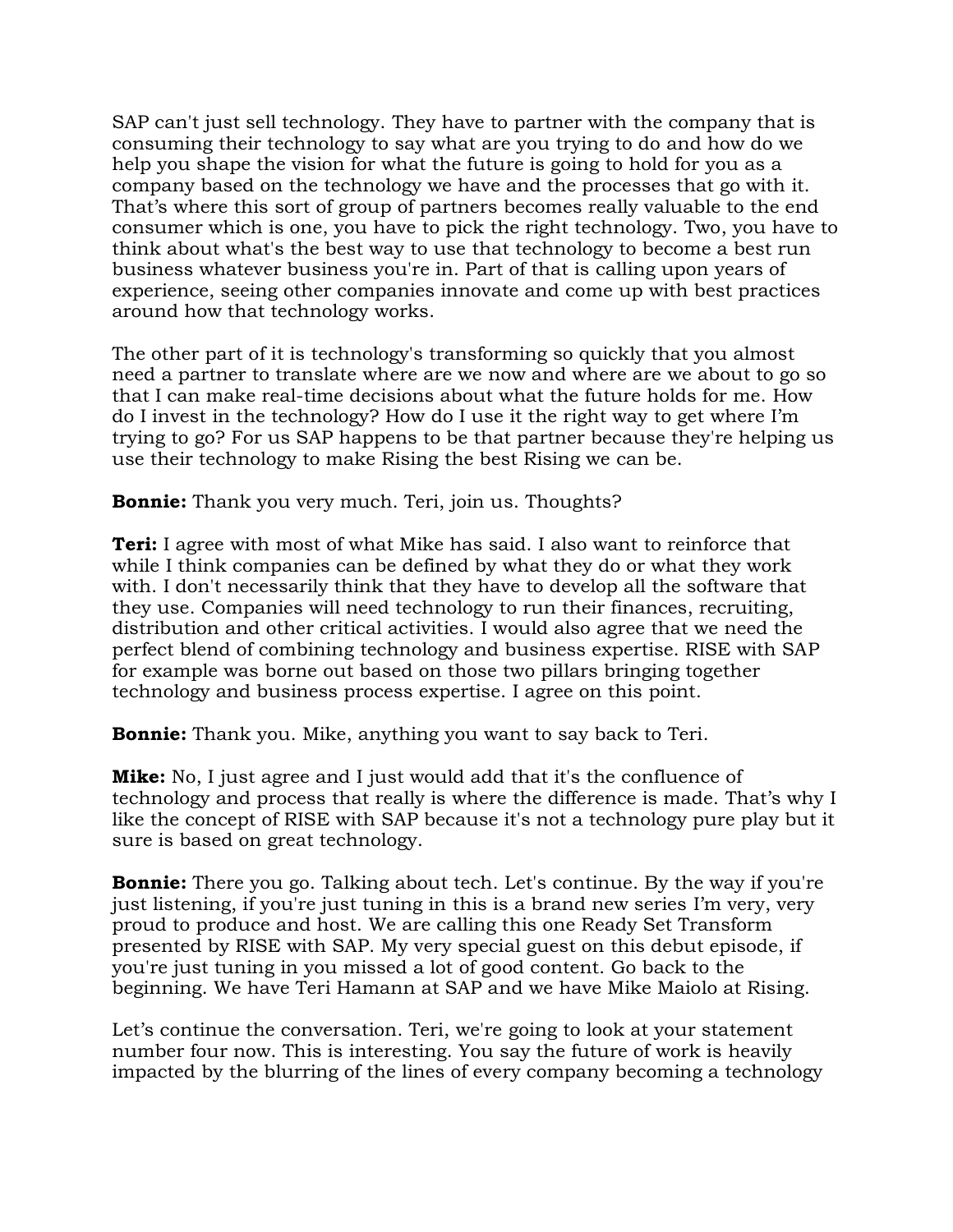SAP can't just sell technology. They have to partner with the company that is consuming their technology to say what are you trying to do and how do we help you shape the vision for what the future is going to hold for you as a company based on the technology we have and the processes that go with it. That’s where this sort of group of partners becomes really valuable to the end consumer which is one, you have to pick the right technology. Two, you have to think about what's the best way to use that technology to become a best run business whatever business you're in. Part of that is calling upon years of experience, seeing other companies innovate and come up with best practices around how that technology works.

The other part of it is technology's transforming so quickly that you almost need a partner to translate where are we now and where are we about to go so that I can make real-time decisions about what the future holds for me. How do I invest in the technology? How do I use it the right way to get where I’m trying to go? For us SAP happens to be that partner because they're helping us use their technology to make Rising the best Rising we can be.

**Bonnie:** Thank you very much. Teri, join us. Thoughts?

**Teri:** I agree with most of what Mike has said. I also want to reinforce that while I think companies can be defined by what they do or what they work with. I don't necessarily think that they have to develop all the software that they use. Companies will need technology to run their finances, recruiting, distribution and other critical activities. I would also agree that we need the perfect blend of combining technology and business expertise. RISE with SAP for example was borne out based on those two pillars bringing together technology and business process expertise. I agree on this point.

**Bonnie:** Thank you. Mike, anything you want to say back to Teri.

**Mike:** No, I just agree and I just would add that it's the confluence of technology and process that really is where the difference is made. That’s why I like the concept of RISE with SAP because it's not a technology pure play but it sure is based on great technology.

**Bonnie:** There you go. Talking about tech. Let's continue. By the way if you're just listening, if you're just tuning in this is a brand new series I’m very, very proud to produce and host. We are calling this one Ready Set Transform presented by RISE with SAP. My very special guest on this debut episode, if you're just tuning in you missed a lot of good content. Go back to the beginning. We have Teri Hamann at SAP and we have Mike Maiolo at Rising.

Let’s continue the conversation. Teri, we're going to look at your statement number four now. This is interesting. You say the future of work is heavily impacted by the blurring of the lines of every company becoming a technology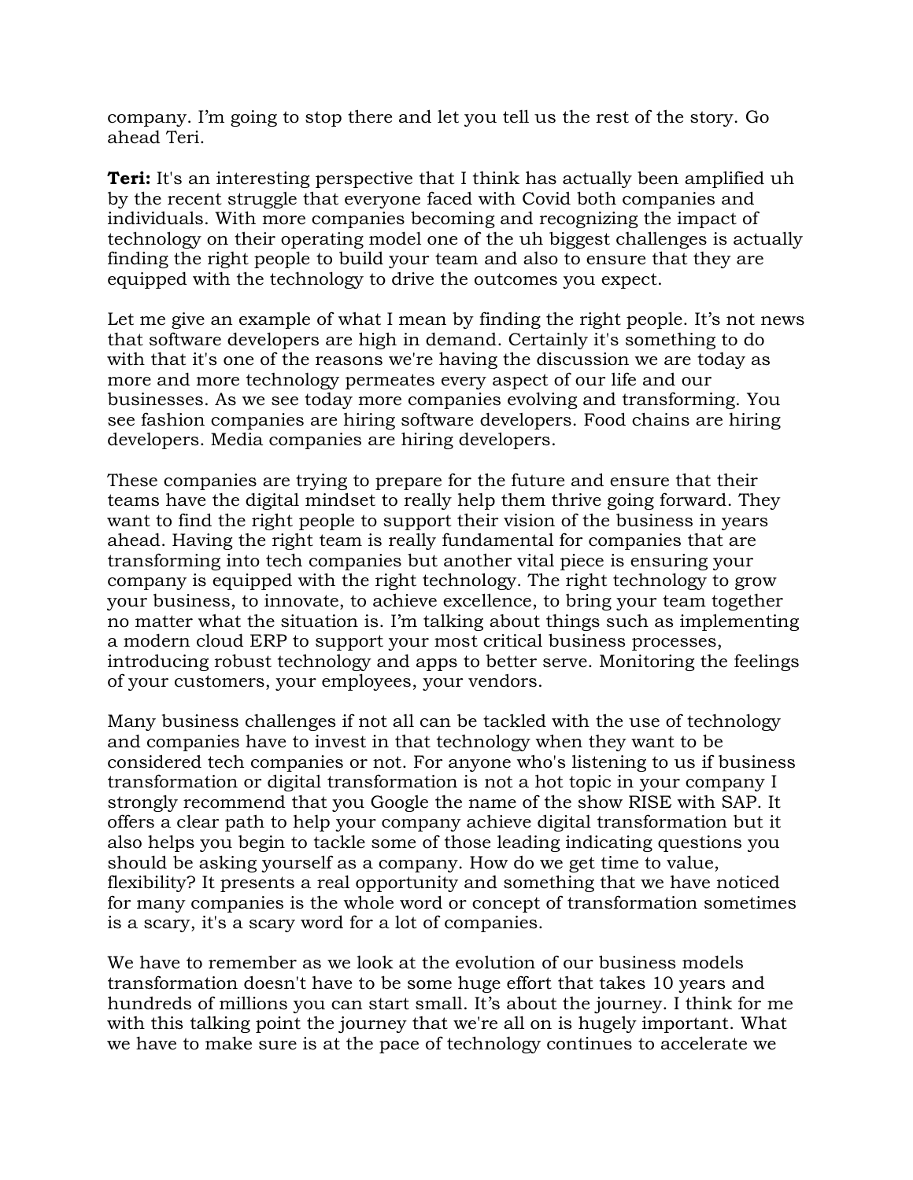company. I’m going to stop there and let you tell us the rest of the story. Go ahead Teri.

**Teri:** It's an interesting perspective that I think has actually been amplified uh by the recent struggle that everyone faced with Covid both companies and individuals. With more companies becoming and recognizing the impact of technology on their operating model one of the uh biggest challenges is actually finding the right people to build your team and also to ensure that they are equipped with the technology to drive the outcomes you expect.

Let me give an example of what I mean by finding the right people. It’s not news that software developers are high in demand. Certainly it's something to do with that it's one of the reasons we're having the discussion we are today as more and more technology permeates every aspect of our life and our businesses. As we see today more companies evolving and transforming. You see fashion companies are hiring software developers. Food chains are hiring developers. Media companies are hiring developers.

These companies are trying to prepare for the future and ensure that their teams have the digital mindset to really help them thrive going forward. They want to find the right people to support their vision of the business in years ahead. Having the right team is really fundamental for companies that are transforming into tech companies but another vital piece is ensuring your company is equipped with the right technology. The right technology to grow your business, to innovate, to achieve excellence, to bring your team together no matter what the situation is. I’m talking about things such as implementing a modern cloud ERP to support your most critical business processes, introducing robust technology and apps to better serve. Monitoring the feelings of your customers, your employees, your vendors.

Many business challenges if not all can be tackled with the use of technology and companies have to invest in that technology when they want to be considered tech companies or not. For anyone who's listening to us if business transformation or digital transformation is not a hot topic in your company I strongly recommend that you Google the name of the show RISE with SAP. It offers a clear path to help your company achieve digital transformation but it also helps you begin to tackle some of those leading indicating questions you should be asking yourself as a company. How do we get time to value, flexibility? It presents a real opportunity and something that we have noticed for many companies is the whole word or concept of transformation sometimes is a scary, it's a scary word for a lot of companies.

We have to remember as we look at the evolution of our business models transformation doesn't have to be some huge effort that takes 10 years and hundreds of millions you can start small. It’s about the journey. I think for me with this talking point the journey that we're all on is hugely important. What we have to make sure is at the pace of technology continues to accelerate we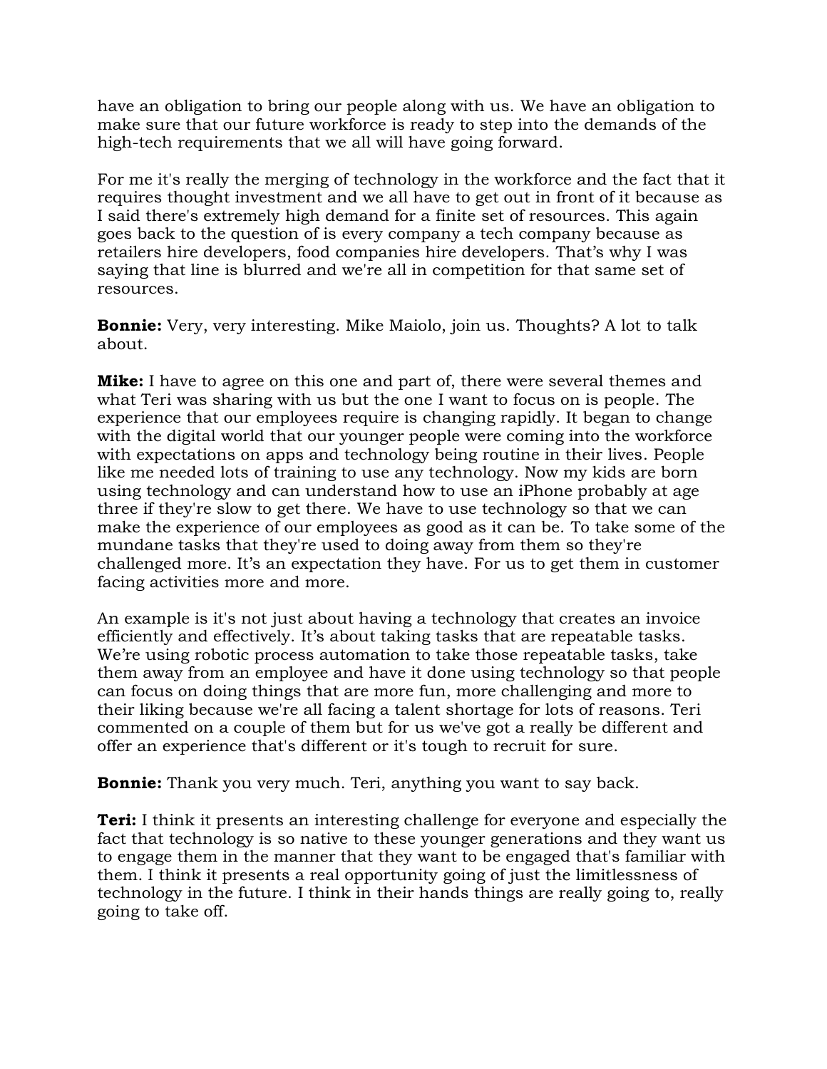have an obligation to bring our people along with us. We have an obligation to make sure that our future workforce is ready to step into the demands of the high-tech requirements that we all will have going forward.

For me it's really the merging of technology in the workforce and the fact that it requires thought investment and we all have to get out in front of it because as I said there's extremely high demand for a finite set of resources. This again goes back to the question of is every company a tech company because as retailers hire developers, food companies hire developers. That's why I was saying that line is blurred and we're all in competition for that same set of resources.

**Bonnie:** Very, very interesting. Mike Maiolo, join us. Thoughts? A lot to talk about.

**Mike:** I have to agree on this one and part of, there were several themes and what Teri was sharing with us but the one I want to focus on is people. The experience that our employees require is changing rapidly. It began to change with the digital world that our younger people were coming into the workforce with expectations on apps and technology being routine in their lives. People like me needed lots of training to use any technology. Now my kids are born using technology and can understand how to use an iPhone probably at age three if they're slow to get there. We have to use technology so that we can make the experience of our employees as good as it can be. To take some of the mundane tasks that they're used to doing away from them so they're challenged more. It's an expectation they have. For us to get them in customer facing activities more and more.

An example is it's not just about having a technology that creates an invoice efficiently and effectively. It's about taking tasks that are repeatable tasks. We're using robotic process automation to take those repeatable tasks, take them away from an employee and have it done using technology so that people can focus on doing things that are more fun, more challenging and more to their liking because we're all facing a talent shortage for lots of reasons. Teri commented on a couple of them but for us we've got a really be different and offer an experience that's different or it's tough to recruit for sure.

**Bonnie:** Thank you very much. Teri, anything you want to say back.

**Teri:** I think it presents an interesting challenge for everyone and especially the fact that technology is so native to these younger generations and they want us to engage them in the manner that they want to be engaged that's familiar with them. I think it presents a real opportunity going of just the limitlessness of technology in the future. I think in their hands things are really going to, really going to take off.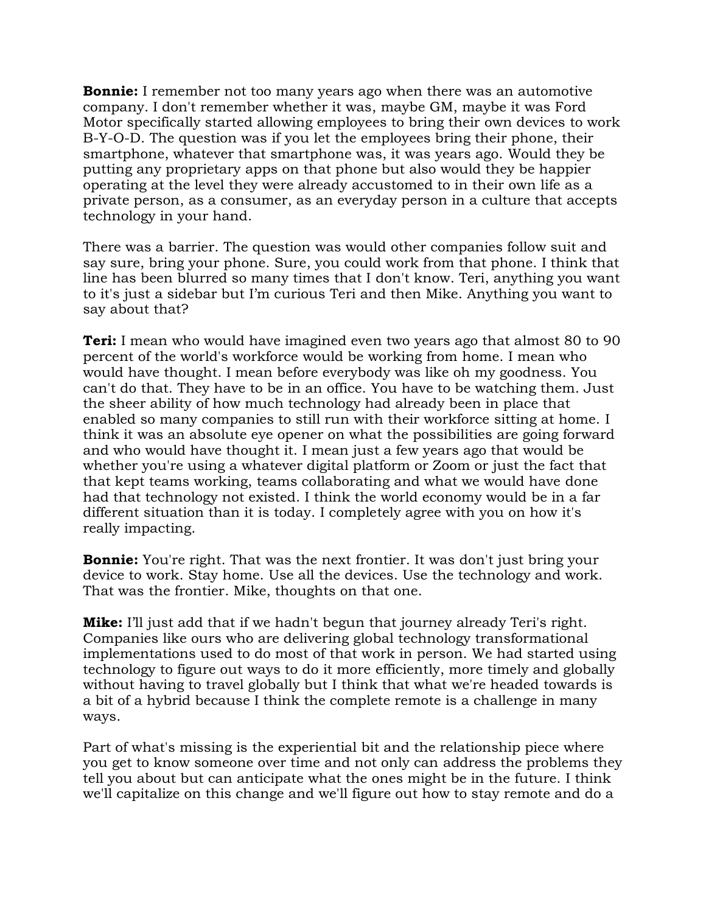**Bonnie:** I remember not too many years ago when there was an automotive company. I don't remember whether it was, maybe GM, maybe it was Ford Motor specifically started allowing employees to bring their own devices to work B-Y-O-D. The question was if you let the employees bring their phone, their smartphone, whatever that smartphone was, it was years ago. Would they be putting any proprietary apps on that phone but also would they be happier operating at the level they were already accustomed to in their own life as a private person, as a consumer, as an everyday person in a culture that accepts technology in your hand.

There was a barrier. The question was would other companies follow suit and say sure, bring your phone. Sure, you could work from that phone. I think that line has been blurred so many times that I don't know. Teri, anything you want to it's just a sidebar but I'm curious Teri and then Mike. Anything you want to say about that?

**Teri:** I mean who would have imagined even two years ago that almost 80 to 90 percent of the world's workforce would be working from home. I mean who would have thought. I mean before everybody was like oh my goodness. You can't do that. They have to be in an office. You have to be watching them. Just the sheer ability of how much technology had already been in place that enabled so many companies to still run with their workforce sitting at home. I think it was an absolute eye opener on what the possibilities are going forward and who would have thought it. I mean just a few years ago that would be whether you're using a whatever digital platform or Zoom or just the fact that that kept teams working, teams collaborating and what we would have done had that technology not existed. I think the world economy would be in a far different situation than it is today. I completely agree with you on how it's really impacting.

**Bonnie:** You're right. That was the next frontier. It was don't just bring your device to work. Stay home. Use all the devices. Use the technology and work. That was the frontier. Mike, thoughts on that one.

**Mike:** I'll just add that if we hadn't begun that journey already Teri's right. Companies like ours who are delivering global technology transformational implementations used to do most of that work in person. We had started using technology to figure out ways to do it more efficiently, more timely and globally without having to travel globally but I think that what we're headed towards is a bit of a hybrid because I think the complete remote is a challenge in many ways.

Part of what's missing is the experiential bit and the relationship piece where you get to know someone over time and not only can address the problems they tell you about but can anticipate what the ones might be in the future. I think we'll capitalize on this change and we'll figure out how to stay remote and do a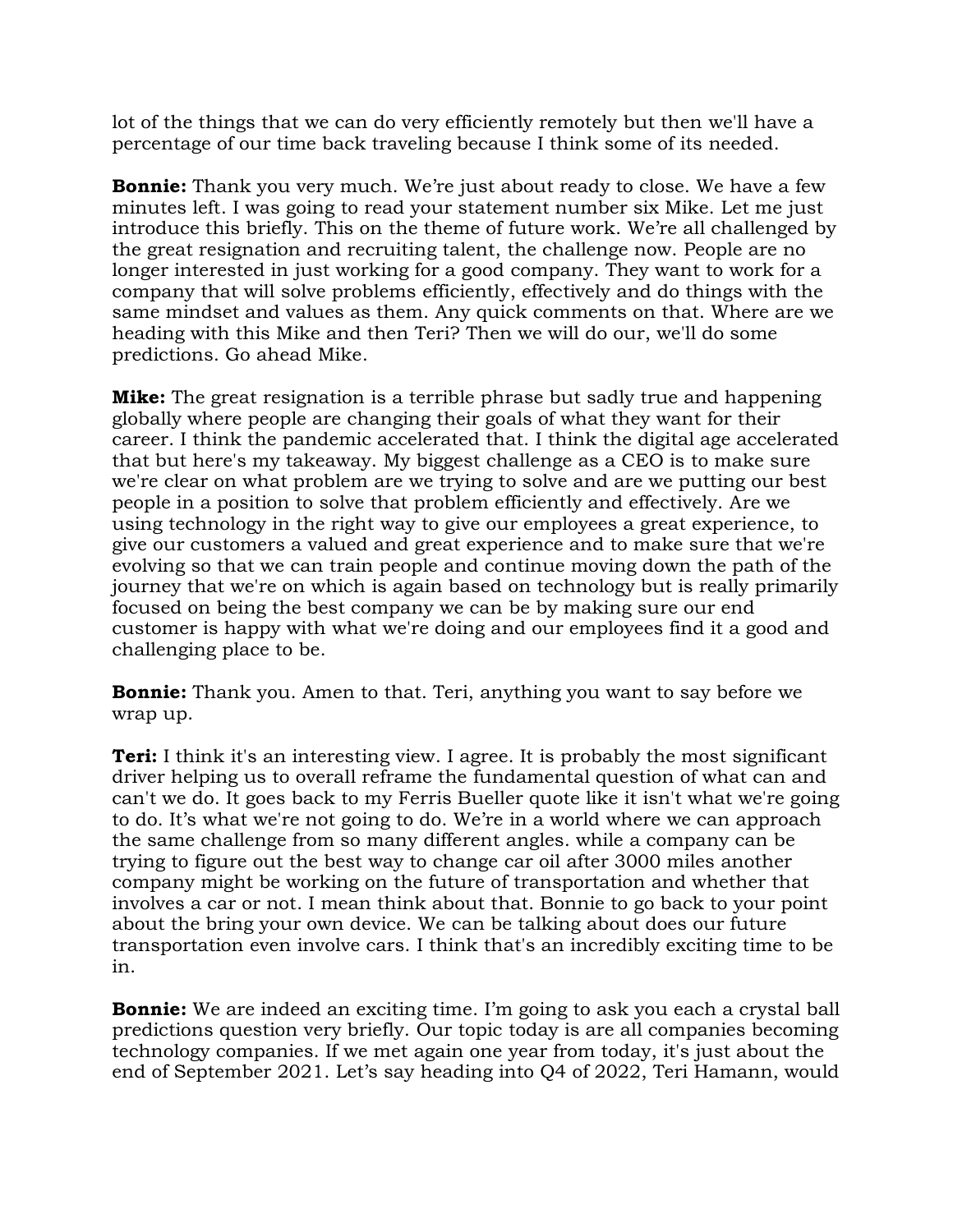lot of the things that we can do very efficiently remotely but then we'll have a percentage of our time back traveling because I think some of its needed.

**Bonnie:** Thank you very much. We're just about ready to close. We have a few minutes left. I was going to read your statement number six Mike. Let me just introduce this briefly. This on the theme of future work. We're all challenged by the great resignation and recruiting talent, the challenge now. People are no longer interested in just working for a good company. They want to work for a company that will solve problems efficiently, effectively and do things with the same mindset and values as them. Any quick comments on that. Where are we heading with this Mike and then Teri? Then we will do our, we'll do some predictions. Go ahead Mike.

**Mike:** The great resignation is a terrible phrase but sadly true and happening globally where people are changing their goals of what they want for their career. I think the pandemic accelerated that. I think the digital age accelerated that but here's my takeaway. My biggest challenge as a CEO is to make sure we're clear on what problem are we trying to solve and are we putting our best people in a position to solve that problem efficiently and effectively. Are we using technology in the right way to give our employees a great experience, to give our customers a valued and great experience and to make sure that we're evolving so that we can train people and continue moving down the path of the journey that we're on which is again based on technology but is really primarily focused on being the best company we can be by making sure our end customer is happy with what we're doing and our employees find it a good and challenging place to be.

**Bonnie:** Thank you. Amen to that. Teri, anything you want to say before we wrap up.

**Teri:** I think it's an interesting view. I agree. It is probably the most significant driver helping us to overall reframe the fundamental question of what can and can't we do. It goes back to my Ferris Bueller quote like it isn't what we're going to do. It's what we're not going to do. We're in a world where we can approach the same challenge from so many different angles. while a company can be trying to figure out the best way to change car oil after 3000 miles another company might be working on the future of transportation and whether that involves a car or not. I mean think about that. Bonnie to go back to your point about the bring your own device. We can be talking about does our future transportation even involve cars. I think that's an incredibly exciting time to be in.

**Bonnie:** We are indeed an exciting time. I'm going to ask you each a crystal ball predictions question very briefly. Our topic today is are all companies becoming technology companies. If we met again one year from today, it's just about the end of September 2021. Let's say heading into Q4 of 2022, Teri Hamann, would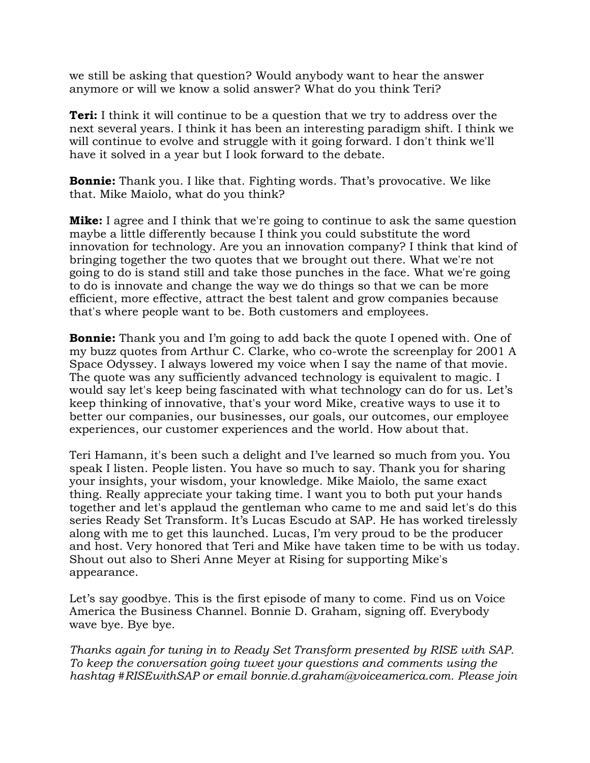we still be asking that question? Would anybody want to hear the answer anymore or will we know a solid answer? What do you think Teri?

**Teri:** I think it will continue to be a question that we try to address over the next several years. I think it has been an interesting paradigm shift. I think we will continue to evolve and struggle with it going forward. I don't think we'll have it solved in a year but I look forward to the debate.

**Bonnie:** Thank you. I like that. Fighting words. That's provocative. We like that. Mike Maiolo, what do you think?

**Mike:** I agree and I think that we're going to continue to ask the same question maybe a little differently because I think you could substitute the word innovation for technology. Are you an innovation company? I think that kind of bringing together the two quotes that we brought out there. What we're not going to do is stand still and take those punches in the face. What we're going to do is innovate and change the way we do things so that we can be more efficient, more effective, attract the best talent and grow companies because that's where people want to be. Both customers and employees.

**Bonnie:** Thank you and I'm going to add back the quote I opened with. One of my buzz quotes from Arthur C. Clarke, who co-wrote the screenplay for 2001 A Space Odyssey. I always lowered my voice when I say the name of that movie. The quote was any sufficiently advanced technology is equivalent to magic. I would say let's keep being fascinated with what technology can do for us. Let's keep thinking of innovative, that's your word Mike, creative ways to use it to better our companies, our businesses, our goals, our outcomes, our employee experiences, our customer experiences and the world. How about that.

Teri Hamann, it's been such a delight and I've learned so much from you. You speak I listen. People listen. You have so much to say. Thank you for sharing your insights, your wisdom, your knowledge. Mike Maiolo, the same exact thing. Really appreciate your taking time. I want you to both put your hands together and let's applaud the gentleman who came to me and said let's do this series Ready Set Transform. It's Lucas Escudo at SAP. He has worked tirelessly along with me to get this launched. Lucas, I'm very proud to be the producer and host. Very honored that Teri and Mike have taken time to be with us today. Shout out also to Sheri Anne Meyer at Rising for supporting Mike's appearance.

Let's say goodbye. This is the first episode of many to come. Find us on Voice America the Business Channel. Bonnie D. Graham, signing off. Everybody wave bye. Bye bye.

*Thanks again for tuning in to Ready Set Transform presented by RISE with SAP. To keep the conversation going tweet your questions and comments using the hashtag #RISEwithSAP or email bonnie.d.graham@voiceamerica.com. Please join*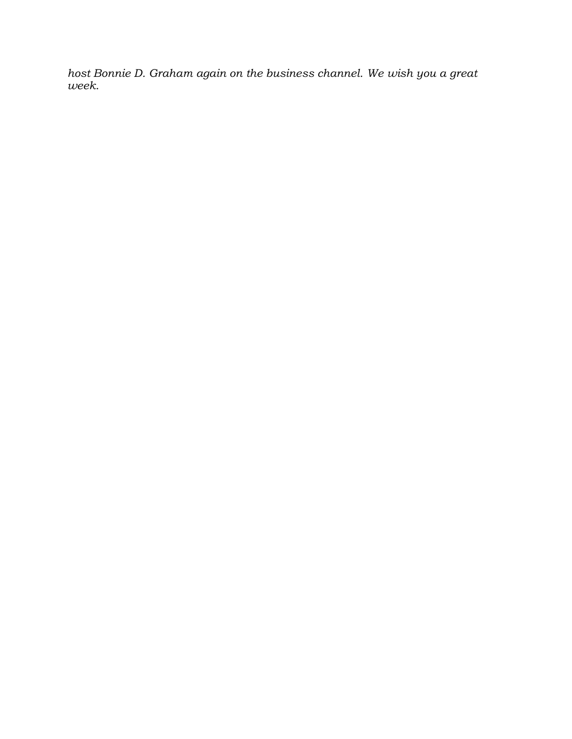*host Bonnie D. Graham again on the business channel. We wish you a great week.*